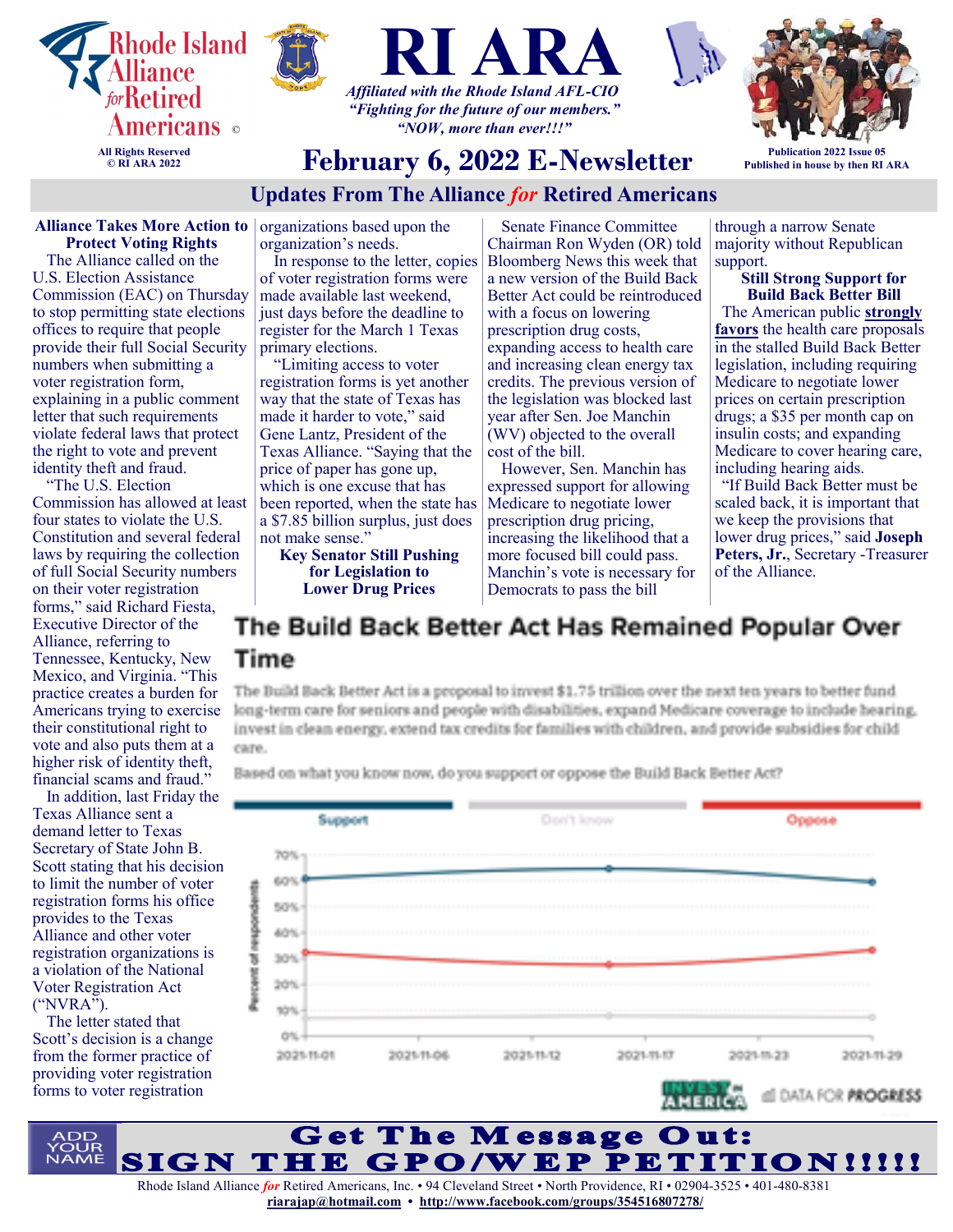# RI ARA

Rhode Island Alliance *for* Retired Americans ©

All Rights Reserved
© RI ARA 2022

*Affiliated with the Rhode Island AFL-CIO*
*"Fighting for the future of our members."*
*"NOW, more than ever!!!"*

Publication 2022 Issue 05
Published in house by then RI ARA

## February 6, 2022 E-Newsletter

## Updates From The Alliance *for* Retired Americans

### Alliance Takes More Action to Protect Voting Rights

The Alliance called on the U.S. Election Assistance Commission (EAC) on Thursday to stop permitting state elections offices to require that people provide their full Social Security numbers when submitting a voter registration form, explaining in a public comment letter that such requirements violate federal laws that protect the right to vote and prevent identity theft and fraud.

"The U.S. Election Commission has allowed at least four states to violate the U.S. Constitution and several federal laws by requiring the collection of full Social Security numbers on their voter registration forms," said Richard Fiesta, Executive Director of the Alliance, referring to Tennessee, Kentucky, New Mexico, and Virginia. "This practice creates a burden for Americans trying to exercise their constitutional right to vote and also puts them at a higher risk of identity theft, financial scams and fraud."

In addition, last Friday the Texas Alliance sent a demand letter to Texas Secretary of State John B. Scott stating that his decision to limit the number of voter registration forms his office provides to the Texas Alliance and other voter registration organizations is a violation of the National Voter Registration Act ("NVRA").

The letter stated that Scott's decision is a change from the former practice of providing voter registration forms to voter registration organizations based upon the organization's needs.

In response to the letter, copies of voter registration forms were made available last weekend, just days before the deadline to register for the March 1 Texas primary elections.

"Limiting access to voter registration forms is yet another way that the state of Texas has made it harder to vote," said Gene Lantz, President of the Texas Alliance. "Saying that the price of paper has gone up, which is one excuse that has been reported, when the state has a $7.85 billion surplus, just does not make sense."

### Key Senator Still Pushing for Legislation to Lower Drug Prices

Senate Finance Committee Chairman Ron Wyden (OR) told Bloomberg News this week that a new version of the Build Back Better Act could be reintroduced with a focus on lowering prescription drug costs, expanding access to health care and increasing clean energy tax credits. The previous version of the legislation was blocked last year after Sen. Joe Manchin (WV) objected to the overall cost of the bill.

However, Sen. Manchin has expressed support for allowing Medicare to negotiate lower prescription drug pricing, increasing the likelihood that a more focused bill could pass. Manchin's vote is necessary for Democrats to pass the bill through a narrow Senate majority without Republican support.

### Still Strong Support for Build Back Better Bill

The American public **strongly favors** the health care proposals in the stalled Build Back Better legislation, including requiring Medicare to negotiate lower prices on certain prescription drugs; a $35 per month cap on insulin costs; and expanding Medicare to cover hearing care, including hearing aids.

"If Build Back Better must be scaled back, it is important that we keep the provisions that lower drug prices," said **Joseph Peters, Jr.**, Secretary -Treasurer of the Alliance.

**The Build Back Better Act Has Remained Popular Over Time**

The Build Back Better Act is a proposal to invest $1.75 trillion over the next ten years to better fund long-term care for seniors and people with disabilities, expand Medicare coverage to include hearing, invest in clean energy, extend tax credits for families with children, and provide subsidies for child care.

Based on what you know now, do you support or oppose the Build Back Better Act?

Support | Don't know | Oppose

Percent of respondents: 0%–70%; dates 2021-11-01, 2021-11-06, 2021-11-12, 2021-11-17, 2021-11-23, 2021-11-29

INVEST in AMERICA | DATA FOR PROGRESS

## Get The Message Out: SIGN THE GPO/WEP PETITION!!!!!

ADD YOUR NAME

Rhode Island Alliance *for* Retired Americans, Inc. • 94 Cleveland Street • North Providence, RI • 02904-3525 • 401-480-8381
riarajap@hotmail.com • http://www.facebook.com/groups/354516807278/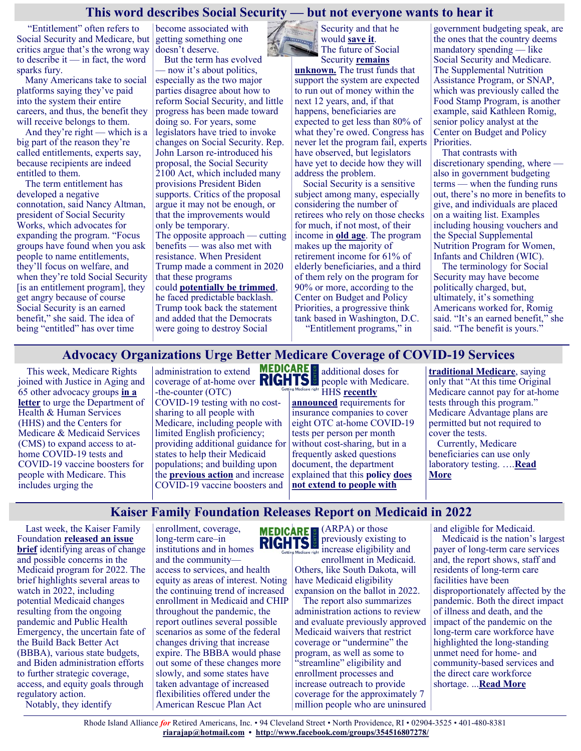# This word describes Social Security — but not everyone wants to hear it

"Entitlement" often refers to Social Security and Medicare, but critics argue that's the wrong way to describe it — in fact, the word sparks fury.

Many Americans take to social platforms saying they've paid into the system their entire careers, and thus, the benefit they will receive belongs to them.

And they're right — which is a big part of the reason they're called entitlements, experts say, because recipients are indeed entitled to them.

The term entitlement has developed a negative connotation, said Nancy Altman, president of Social Security Works, which advocates for expanding the program. "Focus groups have found when you ask people to name entitlements, they'll focus on welfare, and when they're told Social Security [is an entitlement program], they get angry because of course Social Security is an earned benefit," she said. The idea of being "entitled" has over time become associated with getting something one doesn't deserve.

But the term has evolved — now it's about politics, especially as the two major parties disagree about how to reform Social Security, and little progress has been made toward doing so. For years, some legislators have tried to invoke changes on Social Security. Rep. John Larson re-introduced his proposal, the Social Security 2100 Act, which included many provisions President Biden supports. Critics of the proposal argue it may not be enough, or that the improvements would only be temporary.

The opposite approach — cutting benefits — was also met with resistance. When President Trump made a comment in 2020 that these programs could **potentially be trimmed**, he faced predictable backlash. Trump took back the statement and added that the Democrats were going to destroy Social Security and that he would **save it**.

The future of Social Security **remains unknown.** The trust funds that support the system are expected to run out of money within the next 12 years, and, if that happens, beneficiaries are expected to get less than 80% of what they're owed. Congress has never let the program fail, experts have observed, but legislators have yet to decide how they will address the problem.

Social Security is a sensitive subject among many, especially considering the number of retirees who rely on those checks for much, if not most, of their income in **old age**. The program makes up the majority of retirement income for 61% of elderly beneficiaries, and a third of them rely on the program for 90% or more, according to the Center on Budget and Policy Priorities, a progressive think tank based in Washington, D.C.

"Entitlement programs," in government budgeting speak, are the ones that the country deems mandatory spending — like Social Security and Medicare. The Supplemental Nutrition Assistance Program, or SNAP, which was previously called the Food Stamp Program, is another example, said Kathleen Romig, senior policy analyst at the Center on Budget and Policy Priorities.

That contrasts with discretionary spending, where — also in government budgeting terms — when the funding runs out, there's no more in benefits to give, and individuals are placed on a waiting list. Examples including housing vouchers and the Special Supplemental Nutrition Program for Women, Infants and Children (WIC).

The terminology for Social Security may have become politically charged, but, ultimately, it's something Americans worked for, Romig said. "It's an earned benefit," she said. "The benefit is yours."

# Advocacy Organizations Urge Better Medicare Coverage of COVID-19 Services

This week, Medicare Rights joined with Justice in Aging and 65 other advocacy groups **in a letter** to urge the Department of Health & Human Services (HHS) and the Centers for Medicare & Medicaid Services (CMS) to expand access to at-home COVID-19 tests and COVID-19 vaccine boosters for people with Medicare. This includes urging the administration to extend coverage of at-home over-the-counter (OTC) COVID-19 testing with no cost-sharing to all people with Medicare, including people with limited English proficiency; providing additional guidance for states to help their Medicaid populations; and building upon the **previous action** and increase COVID-19 vaccine boosters and additional doses for people with Medicare.

HHS **recently announced** requirements for insurance companies to cover eight OTC at-home COVID-19 tests per person per month without cost-sharing, but in a frequently asked questions document, the department explained that this **policy does not extend to people with traditional Medicare**, saying only that "At this time Original Medicare cannot pay for at-home tests through this program." Medicare Advantage plans are permitted but not required to cover the tests.

Currently, Medicare beneficiaries can use only laboratory testing. ….**Read More**

# Kaiser Family Foundation Releases Report on Medicaid in 2022

Last week, the Kaiser Family Foundation **released an issue brief** identifying areas of change and possible concerns in the Medicaid program for 2022. The brief highlights several areas to watch in 2022, including potential Medicaid changes resulting from the ongoing pandemic and Public Health Emergency, the uncertain fate of the Build Back Better Act (BBBA), various state budgets, and Biden administration efforts to further strategic coverage, access, and equity goals through regulatory action.

Notably, they identify enrollment, coverage, long-term care–in institutions and in homes and the community—access to services, and health equity as areas of interest. Noting the continuing trend of increased enrollment in Medicaid and CHIP throughout the pandemic, the report outlines several possible scenarios as some of the federal changes driving that increase expire. The BBBA would phase out some of these changes more slowly, and some states have taken advantage of increased flexibilities offered under the American Rescue Plan Act (ARPA) or those previously existing to increase eligibility and enrollment in Medicaid. Others, like South Dakota, will have Medicaid eligibility expansion on the ballot in 2022.

The report also summarizes administration actions to review and evaluate previously approved Medicaid waivers that restrict coverage or "undermine" the program, as well as some to "streamline" eligibility and enrollment processes and increase outreach to provide coverage for the approximately 7 million people who are uninsured and eligible for Medicaid.

Medicaid is the nation's largest payer of long-term care services and, the report shows, staff and residents of long-term care facilities have been disproportionately affected by the pandemic. Both the direct impact of illness and death, and the impact of the pandemic on the long-term care workforce have highlighted the long-standing unmet need for home- and community-based services and the direct care workforce shortage. ...**Read More**

Rhode Island Alliance *for* Retired Americans, Inc. • 94 Cleveland Street • North Providence, RI • 02904-3525 • 401-480-8381
riarajap@hotmail.com • http://www.facebook.com/groups/354516807278/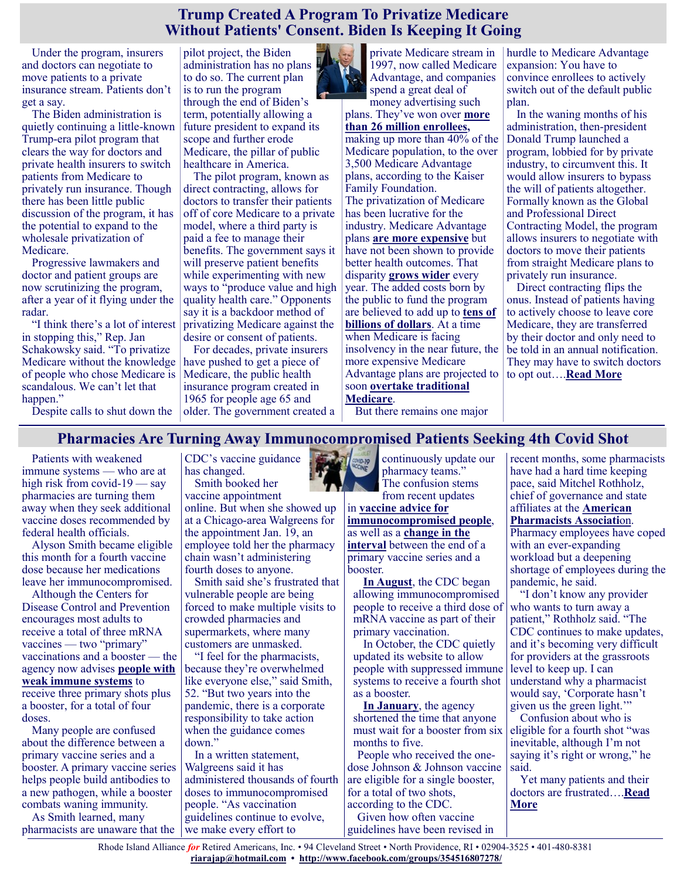# Trump Created A Program To Privatize Medicare Without Patients' Consent. Biden Is Keeping It Going

Under the program, insurers and doctors can negotiate to move patients to a private insurance stream. Patients don't get a say.

The Biden administration is quietly continuing a little-known Trump-era pilot program that clears the way for doctors and private health insurers to switch patients from Medicare to privately run insurance. Though there has been little public discussion of the program, it has the potential to expand to the wholesale privatization of Medicare.

Progressive lawmakers and doctor and patient groups are now scrutinizing the program, after a year of it flying under the radar.

"I think there's a lot of interest in stopping this," Rep. Jan Schakowsky said. "To privatize Medicare without the knowledge of people who chose Medicare is scandalous. We can't let that happen."

Despite calls to shut down the pilot project, the Biden administration has no plans to do so. The current plan is to run the program through the end of Biden's term, potentially allowing a future president to expand its scope and further erode Medicare, the pillar of public healthcare in America.

The pilot program, known as direct contracting, allows for doctors to transfer their patients off of core Medicare to a private model, where a third party is paid a fee to manage their benefits. The government says it will preserve patient benefits while experimenting with new ways to "produce value and high quality health care." Opponents say it is a backdoor method of privatizing Medicare against the desire or consent of patients.

For decades, private insurers have pushed to get a piece of Medicare, the public health insurance program created in 1965 for people age 65 and older. The government created a private Medicare stream in 1997, now called Medicare Advantage, and companies spend a great deal of money advertising such plans. They've won over **more than 26 million enrollees,** making up more than 40% of the Medicare population, to the over 3,500 Medicare Advantage plans, according to the Kaiser Family Foundation.

The privatization of Medicare has been lucrative for the industry. Medicare Advantage plans **are more expensive** but have not been shown to provide better health outcomes. That disparity **grows wider** every year. The added costs born by the public to fund the program are believed to add up to **tens of billions of dollars**. At a time when Medicare is facing insolvency in the near future, the more expensive Medicare Advantage plans are projected to soon **overtake traditional Medicare**.

But there remains one major hurdle to Medicare Advantage expansion: You have to convince enrollees to actively switch out of the default public plan.

In the waning months of his administration, then-president Donald Trump launched a program, lobbied for by private industry, to circumvent this. It would allow insurers to bypass the will of patients altogether. Formally known as the Global and Professional Direct Contracting Model, the program allows insurers to negotiate with doctors to move their patients from straight Medicare plans to privately run insurance.

Direct contracting flips the onus. Instead of patients having to actively choose to leave core Medicare, they are transferred by their doctor and only need to be told in an annual notification. They may have to switch doctors to opt out….**Read More**

# Pharmacies Are Turning Away Immunocompromised Patients Seeking 4th Covid Shot

Patients with weakened immune systems — who are at high risk from covid-19 — say pharmacies are turning them away when they seek additional vaccine doses recommended by federal health officials.

Alyson Smith became eligible this month for a fourth vaccine dose because her medications leave her immunocompromised.

Although the Centers for Disease Control and Prevention encourages most adults to receive a total of three mRNA vaccines — two "primary" vaccinations and a booster — the agency now advises **people with weak immune systems** to receive three primary shots plus a booster, for a total of four doses.

Many people are confused about the difference between a primary vaccine series and a booster. A primary vaccine series helps people build antibodies to a new pathogen, while a booster combats waning immunity.

As Smith learned, many pharmacists are unaware that the CDC's vaccine guidance has changed.

Smith booked her vaccine appointment online. But when she showed up at a Chicago-area Walgreens for the appointment Jan. 19, an employee told her the pharmacy chain wasn't administering fourth doses to anyone.

Smith said she's frustrated that vulnerable people are being forced to make multiple visits to crowded pharmacies and supermarkets, where many customers are unmasked.

"I feel for the pharmacists, because they're overwhelmed like everyone else," said Smith, 52. "But two years into the pandemic, there is a corporate responsibility to take action when the guidance comes down."

In a written statement, Walgreens said it has administered thousands of fourth doses to immunocompromised people. "As vaccination guidelines continue to evolve, we make every effort to continuously update our pharmacy teams."

The confusion stems from recent updates in **vaccine advice for immunocompromised people**, as well as a **change in the interval** between the end of a primary vaccine series and a booster.

**In August**, the CDC began allowing immunocompromised people to receive a third dose of mRNA vaccine as part of their primary vaccination.

In October, the CDC quietly updated its website to allow people with suppressed immune systems to receive a fourth shot as a booster.

**In January**, the agency shortened the time that anyone must wait for a booster from six months to five.

People who received the one-dose Johnson & Johnson vaccine are eligible for a single booster, for a total of two shots, according to the CDC.

Given how often vaccine guidelines have been revised in recent months, some pharmacists have had a hard time keeping pace, said Mitchel Rothholz, chief of governance and state affiliates at the **American Pharmacists Association**. Pharmacy employees have coped with an ever-expanding workload but a deepening shortage of employees during the pandemic, he said.

"I don't know any provider who wants to turn away a patient," Rothholz said. "The CDC continues to make updates, and it's becoming very difficult for providers at the grassroots level to keep up. I can understand why a pharmacist would say, 'Corporate hasn't given us the green light.'"

Confusion about who is eligible for a fourth shot "was inevitable, although I'm not saying it's right or wrong," he said.

Yet many patients and their doctors are frustrated….**Read More**

Rhode Island Alliance *for* Retired Americans, Inc. • 94 Cleveland Street • North Providence, RI • 02904-3525 • 401-480-8381
**riarajap@hotmail.com** • **http://www.facebook.com/groups/354516807278/**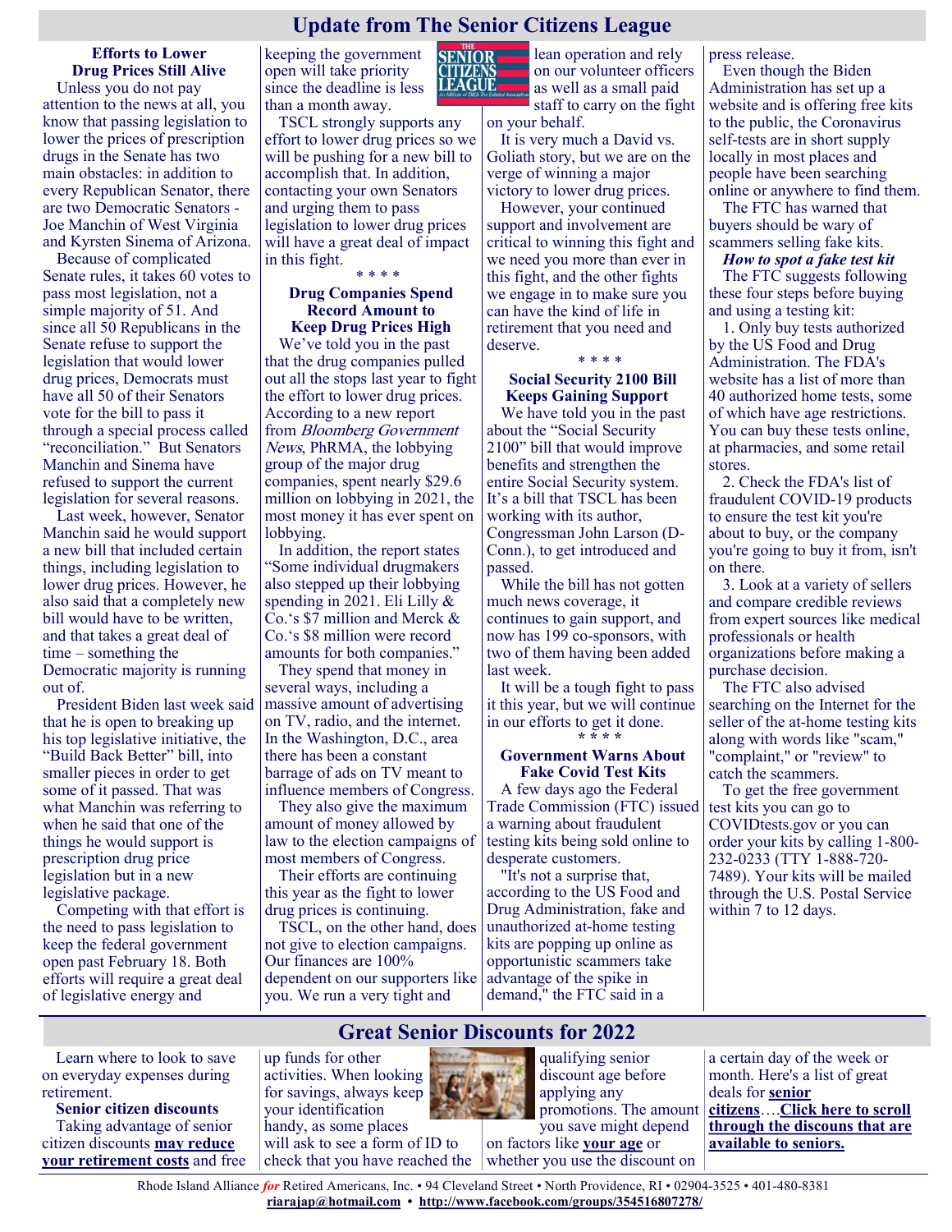# Update from The Senior Citizens League

### Efforts to Lower Drug Prices Still Alive

Unless you do not pay attention to the news at all, you know that passing legislation to lower the prices of prescription drugs in the Senate has two main obstacles: in addition to every Republican Senator, there are two Democratic Senators - Joe Manchin of West Virginia and Kyrsten Sinema of Arizona.

Because of complicated Senate rules, it takes 60 votes to pass most legislation, not a simple majority of 51. And since all 50 Republicans in the Senate refuse to support the legislation that would lower drug prices, Democrats must have all 50 of their Senators vote for the bill to pass it through a special process called "reconciliation." But Senators Manchin and Sinema have refused to support the current legislation for several reasons.

Last week, however, Senator Manchin said he would support a new bill that included certain things, including legislation to lower drug prices. However, he also said that a completely new bill would have to be written, and that takes a great deal of time – something the Democratic majority is running out of.

President Biden last week said that he is open to breaking up his top legislative initiative, the "Build Back Better" bill, into smaller pieces in order to get some of it passed. That was what Manchin was referring to when he said that one of the things he would support is prescription drug price legislation but in a new legislative package.

Competing with that effort is the need to pass legislation to keep the federal government open past February 18. Both efforts will require a great deal of legislative energy and keeping the government open will take priority since the deadline is less than a month away.

TSCL strongly supports any effort to lower drug prices so we will be pushing for a new bill to accomplish that. In addition, contacting your own Senators and urging them to pass legislation to lower drug prices will have a great deal of impact in this fight.

\* \* \* \*

### Drug Companies Spend Record Amount to Keep Drug Prices High

We've told you in the past that the drug companies pulled out all the stops last year to fight the effort to lower drug prices. According to a new report from *Bloomberg Government News*, PhRMA, the lobbying group of the major drug companies, spent nearly $29.6 million on lobbying in 2021, the most money it has ever spent on lobbying.

In addition, the report states "Some individual drugmakers also stepped up their lobbying spending in 2021. Eli Lilly & Co.'s $7 million and Merck & Co.'s $8 million were record amounts for both companies."

They spend that money in several ways, including a massive amount of advertising on TV, radio, and the internet. In the Washington, D.C., area there has been a constant barrage of ads on TV meant to influence members of Congress.

They also give the maximum amount of money allowed by law to the election campaigns of most members of Congress.

Their efforts are continuing this year as the fight to lower drug prices is continuing.

TSCL, on the other hand, does not give to election campaigns. Our finances are 100% dependent on our supporters like you. We run a very tight and lean operation and rely on our volunteer officers as well as a small paid staff to carry on the fight on your behalf.

It is very much a David vs. Goliath story, but we are on the verge of winning a major victory to lower drug prices.

However, your continued support and involvement are critical to winning this fight and we need you more than ever in this fight, and the other fights we engage in to make sure you can have the kind of life in retirement that you need and deserve.

\* \* \* \*

### Social Security 2100 Bill Keeps Gaining Support

We have told you in the past about the "Social Security 2100" bill that would improve benefits and strengthen the entire Social Security system. It's a bill that TSCL has been working with its author, Congressman John Larson (D-Conn.), to get introduced and passed.

While the bill has not gotten much news coverage, it continues to gain support, and now has 199 co-sponsors, with two of them having been added last week.

It will be a tough fight to pass it this year, but we will continue in our efforts to get it done.

\* \* \* \*

### Government Warns About Fake Covid Test Kits

A few days ago the Federal Trade Commission (FTC) issued a warning about fraudulent testing kits being sold online to desperate customers.

"It's not a surprise that, according to the US Food and Drug Administration, fake and unauthorized at-home testing kits are popping up online as opportunistic scammers take advantage of the spike in demand," the FTC said in a press release.

Even though the Biden Administration has set up a website and is offering free kits to the public, the Coronavirus self-tests are in short supply locally in most places and people have been searching online or anywhere to find them.

The FTC has warned that buyers should be wary of scammers selling fake kits.

***How to spot a fake test kit***

The FTC suggests following these four steps before buying and using a testing kit:

1. Only buy tests authorized by the US Food and Drug Administration. The FDA's website has a list of more than 40 authorized home tests, some of which have age restrictions. You can buy these tests online, at pharmacies, and some retail stores.
2. Check the FDA's list of fraudulent COVID-19 products to ensure the test kit you're about to buy, or the company you're going to buy it from, isn't on there.
3. Look at a variety of sellers and compare credible reviews from expert sources like medical professionals or health organizations before making a purchase decision.

The FTC also advised searching on the Internet for the seller of the at-home testing kits along with words like "scam," "complaint," or "review" to catch the scammers.

To get the free government test kits you can go to COVIDtests.gov or you can order your kits by calling 1-800-232-0233 (TTY 1-888-720-7489). Your kits will be mailed through the U.S. Postal Service within 7 to 12 days.

# Great Senior Discounts for 2022

Learn where to look to save on everyday expenses during retirement.

**Senior citizen discounts**

Taking advantage of senior citizen discounts **may reduce your retirement costs** and free up funds for other activities. When looking for savings, always keep your identification handy, as some places will ask to see a form of ID to check that you have reached the qualifying senior discount age before applying any promotions. The amount you save might depend on factors like **your age** or whether you use the discount on a certain day of the week or month. Here's a list of great deals for **senior citizens**….**Click here to scroll through the discounts that are available to seniors.**

Rhode Island Alliance *for* Retired Americans, Inc. • 94 Cleveland Street • North Providence, RI • 02904-3525 • 401-480-8381
**riarajap@hotmail.com** • **http://www.facebook.com/groups/354516807278/**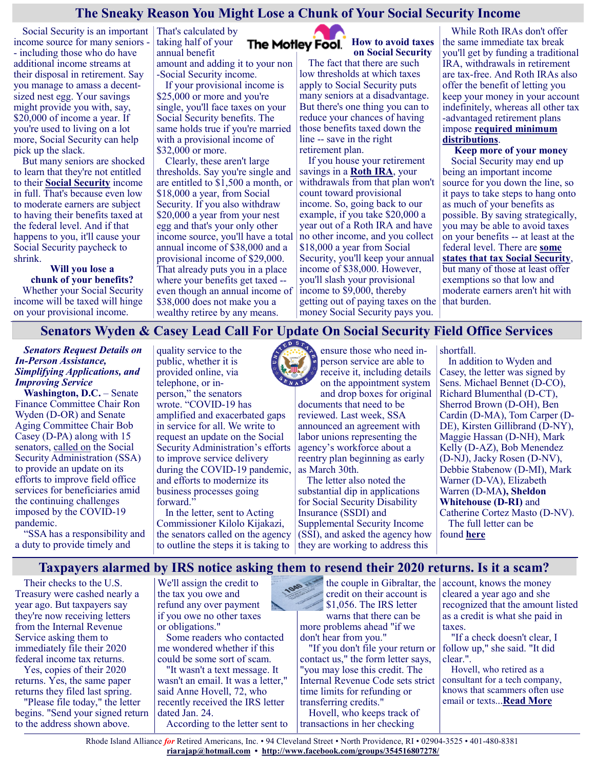# The Sneaky Reason You Might Lose a Chunk of Your Social Security Income

Social Security is an important income source for many seniors -- including those who do have additional income streams at their disposal in retirement. Say you manage to amass a decent-sized nest egg. Your savings might provide you with, say, $20,000 of income a year. If you're used to living on a lot more, Social Security can help pick up the slack.

But many seniors are shocked to learn that they're not entitled to their **Social Security** income in full. That's because even low to moderate earners are subject to having their benefits taxed at the federal level. And if that happens to you, it'll cause your Social Security paycheck to shrink.

### Will you lose a chunk of your benefits?

Whether your Social Security income will be taxed will hinge on your provisional income. That's calculated by taking half of your annual benefit amount and adding it to your non-Social Security income.

If your provisional income is $25,000 or more and you're single, you'll face taxes on your Social Security benefits. The same holds true if you're married with a provisional income of $32,000 or more.

Clearly, these aren't large thresholds. Say you're single and are entitled to $1,500 a month, or $18,000 a year, from Social Security. If you also withdraw $20,000 a year from your nest egg and that's your only other income source, you'll have a total annual income of $38,000 and a provisional income of $29,000. That already puts you in a place where your benefits get taxed -- even though an annual income of $38,000 does not make you a wealthy retiree by any means.

The Motley Fool.

### How to avoid taxes on Social Security

The fact that there are such low thresholds at which taxes apply to Social Security puts many seniors at a disadvantage. But there's one thing you can to reduce your chances of having those benefits taxed down the line -- save in the right retirement plan.

If you house your retirement savings in a **Roth IRA**, your withdrawals from that plan won't count toward provisional income. So, going back to our example, if you take $20,000 a year out of a Roth IRA and have no other income, and you collect $18,000 a year from Social Security, you'll keep your annual income of $38,000. However, you'll slash your provisional income to $9,000, thereby getting out of paying taxes on the money Social Security pays you.

While Roth IRAs don't offer the same immediate tax break you'll get by funding a traditional IRA, withdrawals in retirement are tax-free. And Roth IRAs also offer the benefit of letting you keep your money in your account indefinitely, whereas all other tax-advantaged retirement plans impose **required minimum distributions**.

### Keep more of your money

Social Security may end up being an important income source for you down the line, so it pays to take steps to hang onto as much of your benefits as possible. By saving strategically, you may be able to avoid taxes on your benefits -- at least at the federal level. There are **some states that tax Social Security**, but many of those at least offer exemptions so that low and moderate earners aren't hit with that burden.

# Senators Wyden & Casey Lead Call For Update On Social Security Field Office Services

***Senators Request Details on In-Person Assistance, Simplifying Applications, and Improving Service***

**Washington, D.C.** – Senate Finance Committee Chair Ron Wyden (D-OR) and Senate Aging Committee Chair Bob Casey (D-PA) along with 15 senators, called on the Social Security Administration (SSA) to provide an update on its efforts to improve field office services for beneficiaries amid the continuing challenges imposed by the COVID-19 pandemic.

"SSA has a responsibility and a duty to provide timely and quality service to the public, whether it is provided online, via telephone, or in-person," the senators wrote. "COVID-19 has amplified and exacerbated gaps in service for all. We write to request an update on the Social Security Administration's efforts to improve service delivery during the COVID-19 pandemic, and efforts to modernize its business processes going forward."

In the letter, sent to Acting Commissioner Kilolo Kijakazi, the senators called on the agency to outline the steps it is taking to ensure those who need in-person service are able to receive it, including details on the appointment system and drop boxes for original documents that need to be reviewed. Last week, SSA announced an agreement with labor unions representing the agency's workforce about a reentry plan beginning as early as March 30th.

The letter also noted the substantial dip in applications for Social Security Disability Insurance (SSDI) and Supplemental Security Income (SSI), and asked the agency how they are working to address this shortfall.

In addition to Wyden and Casey, the letter was signed by Sens. Michael Bennet (D-CO), Richard Blumenthal (D-CT), Sherrod Brown (D-OH), Ben Cardin (D-MA), Tom Carper (D-DE), Kirsten Gillibrand (D-NY), Maggie Hassan (D-NH), Mark Kelly (D-AZ), Bob Menendez (D-NJ), Jacky Rosen (D-NV), Debbie Stabenow (D-MI), Mark Warner (D-VA), Elizabeth Warren (D-MA**), Sheldon Whitehouse (D-RI)** and Catherine Cortez Masto (D-NV).

The full letter can be found **here**

# Taxpayers alarmed by IRS notice asking them to resend their 2020 returns. Is it a scam?

Their checks to the U.S. Treasury were cashed nearly a year ago. But taxpayers say they're now receiving letters from the Internal Revenue Service asking them to immediately file their 2020 federal income tax returns.

Yes, copies of their 2020 returns. Yes, the same paper returns they filed last spring.

"Please file today," the letter begins. "Send your signed return to the address shown above. We'll assign the credit to the tax you owe and refund any over payment if you owe no other taxes or obligations."

Some readers who contacted me wondered whether if this could be some sort of scam.

"It wasn't a text message. It wasn't an email. It was a letter," said Anne Hovell, 72, who recently received the IRS letter dated Jan. 24.

According to the letter sent to the couple in Gibraltar, the credit on their account is $1,056. The IRS letter warns that there can be more problems ahead "if we don't hear from you."

"If you don't file your return or contact us," the form letter says, "you may lose this credit. The Internal Revenue Code sets strict time limits for refunding or transferring credits."

Hovell, who keeps track of transactions in her checking account, knows the money cleared a year ago and she recognized that the amount listed as a credit is what she paid in taxes.

"If a check doesn't clear, I follow up," she said. "It did clear.".

Hovell, who retired as a consultant for a tech company, knows that scammers often use email or texts...**Read More**

Rhode Island Alliance *for* Retired Americans, Inc. • 94 Cleveland Street • North Providence, RI • 02904-3525 • 401-480-8381
**riarajap@hotmail.com** • **http://www.facebook.com/groups/354516807278/**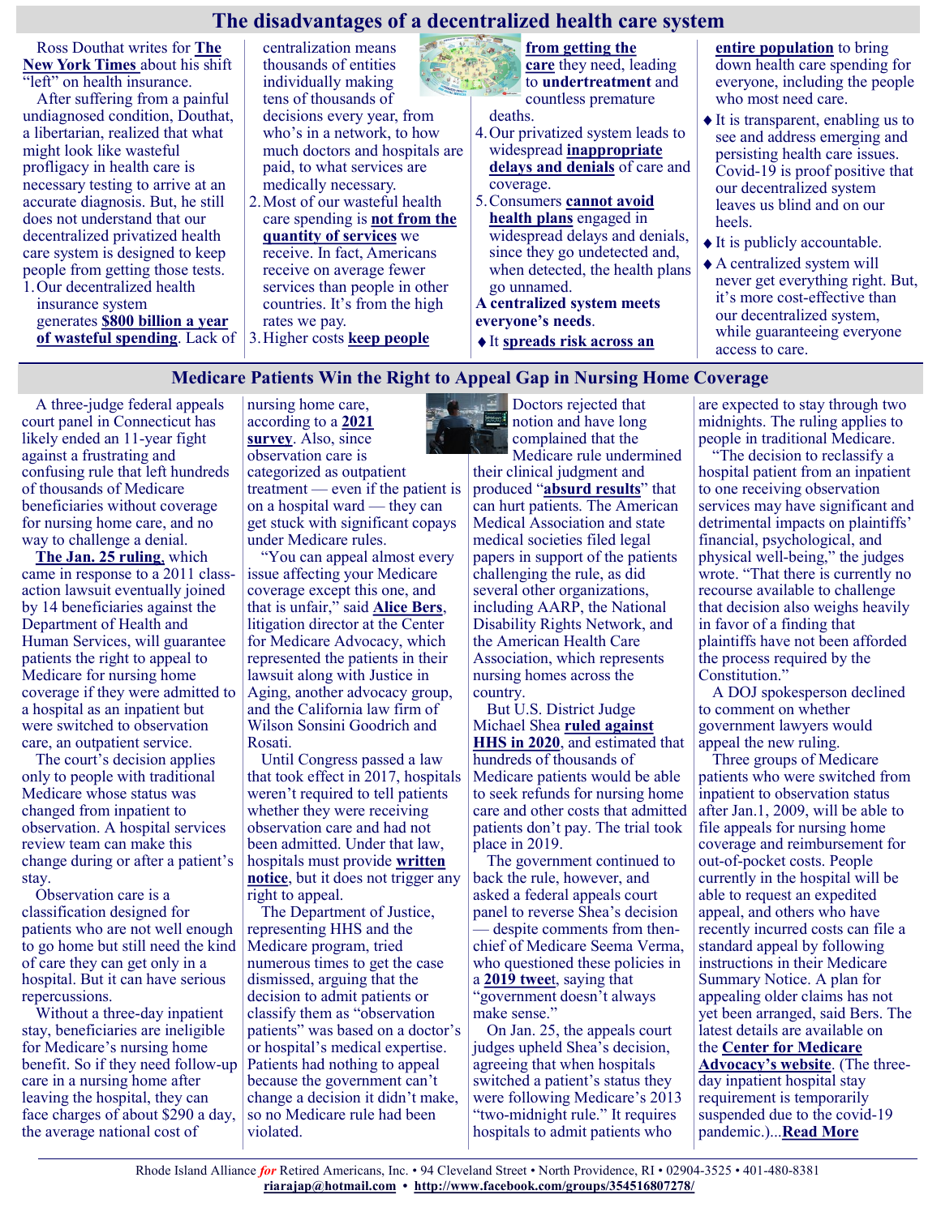# The disadvantages of a decentralized health care system

Ross Douthat writes for **The New York Times** about his shift "left" on health insurance.

After suffering from a painful undiagnosed condition, Douthat, a libertarian, realized that what might look like wasteful profligacy in health care is necessary testing to arrive at an accurate diagnosis. But, he still does not understand that our decentralized privatized health care system is designed to keep people from getting those tests.

1. Our decentralized health insurance system generates **$800 billion a year of wasteful spending**. Lack of centralization means thousands of entities individually making tens of thousands of decisions every year, from who's in a network, to how much doctors and hospitals are paid, to what services are medically necessary.
2. Most of our wasteful health care spending is **not from the quantity of services** we receive. In fact, Americans receive on average fewer services than people in other countries. It's from the high rates we pay.
3. Higher costs **keep people from getting the care** they need, leading to **undertreatment** and countless premature deaths.
4. Our privatized system leads to widespread **inappropriate delays and denials** of care and coverage.
5. Consumers **cannot avoid health plans** engaged in widespread delays and denials, since they go undetected and, when detected, the health plans go unnamed.

**A centralized system meets everyone's needs**.

- It **spreads risk across an entire population** to bring down health care spending for everyone, including the people who most need care.
- It is transparent, enabling us to see and address emerging and persisting health care issues. Covid-19 is proof positive that our decentralized system leaves us blind and on our heels.
- It is publicly accountable.
- A centralized system will never get everything right. But, it's more cost-effective than our decentralized system, while guaranteeing everyone access to care.

# Medicare Patients Win the Right to Appeal Gap in Nursing Home Coverage

A three-judge federal appeals court panel in Connecticut has likely ended an 11-year fight against a frustrating and confusing rule that left hundreds of thousands of Medicare beneficiaries without coverage for nursing home care, and no way to challenge a denial.

**The Jan. 25 ruling**, which came in response to a 2011 class-action lawsuit eventually joined by 14 beneficiaries against the Department of Health and Human Services, will guarantee patients the right to appeal to Medicare for nursing home coverage if they were admitted to a hospital as an inpatient but were switched to observation care, an outpatient service.

The court's decision applies only to people with traditional Medicare whose status was changed from inpatient to observation. A hospital services review team can make this change during or after a patient's stay.

Observation care is a classification designed for patients who are not well enough to go home but still need the kind of care they can get only in a hospital. But it can have serious repercussions.

Without a three-day inpatient stay, beneficiaries are ineligible for Medicare's nursing home benefit. So if they need follow-up care in a nursing home after leaving the hospital, they can face charges of about $290 a day, the average national cost of nursing home care, according to a **2021 survey**. Also, since observation care is categorized as outpatient treatment — even if the patient is on a hospital ward — they can get stuck with significant copays under Medicare rules.

"You can appeal almost every issue affecting your Medicare coverage except this one, and that is unfair," said **Alice Bers**, litigation director at the Center for Medicare Advocacy, which represented the patients in their lawsuit along with Justice in Aging, another advocacy group, and the California law firm of Wilson Sonsini Goodrich and Rosati.

Until Congress passed a law that took effect in 2017, hospitals weren't required to tell patients whether they were receiving observation care and had not been admitted. Under that law, hospitals must provide **written notice**, but it does not trigger any right to appeal.

The Department of Justice, representing HHS and the Medicare program, tried numerous times to get the case dismissed, arguing that the decision to admit patients or classify them as "observation patients" was based on a doctor's or hospital's medical expertise. Patients had nothing to appeal because the government can't change a decision it didn't make, so no Medicare rule had been violated.

Doctors rejected that notion and have long complained that the Medicare rule undermined their clinical judgment and produced "**absurd results**" that can hurt patients. The American Medical Association and state medical societies filed legal papers in support of the patients challenging the rule, as did several other organizations, including AARP, the National Disability Rights Network, and the American Health Care Association, which represents nursing homes across the country.

But U.S. District Judge Michael Shea **ruled against HHS in 2020**, and estimated that hundreds of thousands of Medicare patients would be able to seek refunds for nursing home care and other costs that admitted patients don't pay. The trial took place in 2019.

The government continued to back the rule, however, and asked a federal appeals court panel to reverse Shea's decision — despite comments from then-chief of Medicare Seema Verma, who questioned these policies in a **2019 tweet**, saying that "government doesn't always make sense."

On Jan. 25, the appeals court judges upheld Shea's decision, agreeing that when hospitals switched a patient's status they were following Medicare's 2013 "two-midnight rule." It requires hospitals to admit patients who are expected to stay through two midnights. The ruling applies to people in traditional Medicare.

"The decision to reclassify a hospital patient from an inpatient to one receiving observation services may have significant and detrimental impacts on plaintiffs' financial, psychological, and physical well-being," the judges wrote. "That there is currently no recourse available to challenge that decision also weighs heavily in favor of a finding that plaintiffs have not been afforded the process required by the Constitution."

A DOJ spokesperson declined to comment on whether government lawyers would appeal the new ruling.

Three groups of Medicare patients who were switched from inpatient to observation status after Jan.1, 2009, will be able to file appeals for nursing home coverage and reimbursement for out-of-pocket costs. People currently in the hospital will be able to request an expedited appeal, and others who have recently incurred costs can file a standard appeal by following instructions in their Medicare Summary Notice. A plan for appealing older claims has not yet been arranged, said Bers. The latest details are available on the **Center for Medicare Advocacy's website**. (The three-day inpatient hospital stay requirement is temporarily suspended due to the covid-19 pandemic.)...**Read More**

Rhode Island Alliance *for* Retired Americans, Inc. • 94 Cleveland Street • North Providence, RI • 02904-3525 • 401-480-8381
**riarajap@hotmail.com** • **http://www.facebook.com/groups/354516807278/**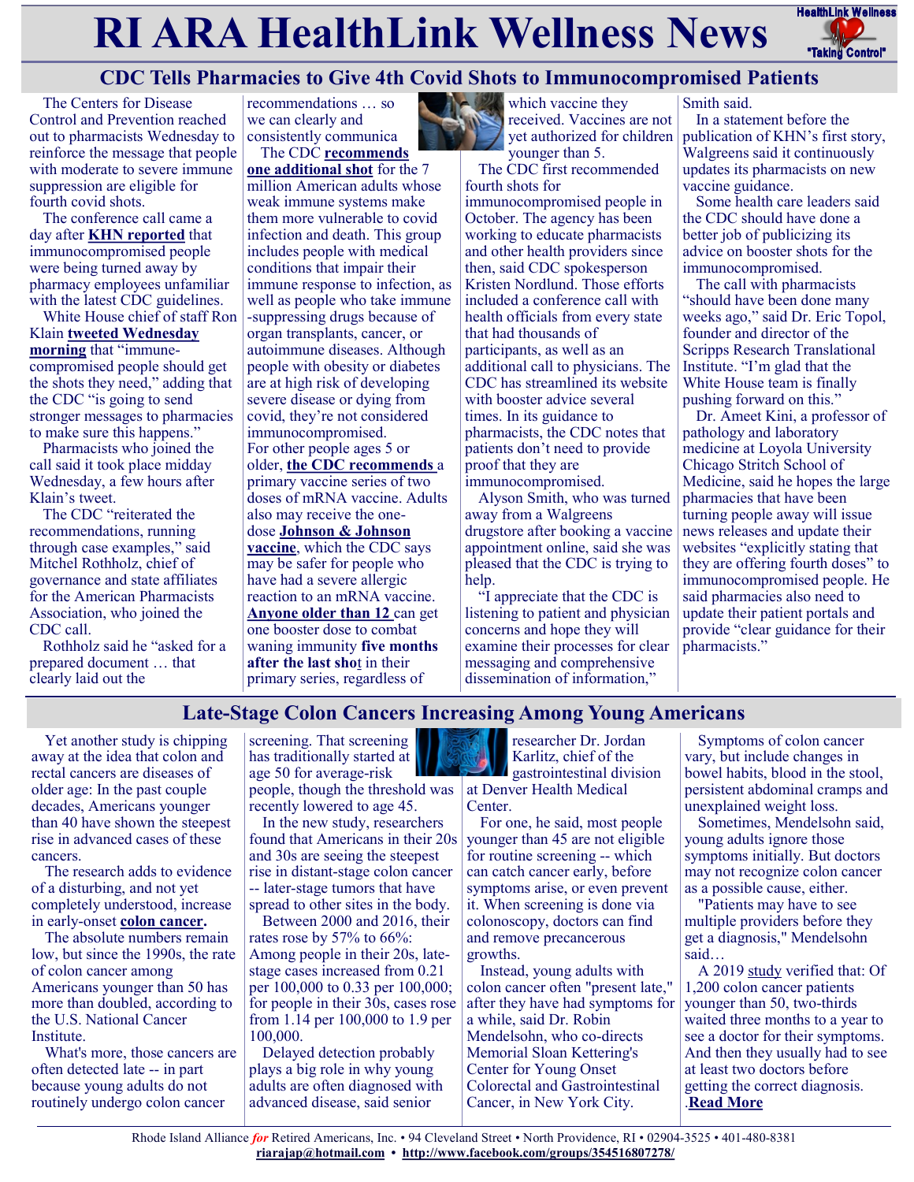# RI ARA HealthLink Wellness News

## CDC Tells Pharmacies to Give 4th Covid Shots to Immunocompromised Patients

The Centers for Disease Control and Prevention reached out to pharmacists Wednesday to reinforce the message that people with moderate to severe immune suppression are eligible for fourth covid shots.

The conference call came a day after **KHN reported** that immunocompromised people were being turned away by pharmacy employees unfamiliar with the latest CDC guidelines.

White House chief of staff Ron Klain **tweeted Wednesday morning** that "immune-compromised people should get the shots they need," adding that the CDC "is going to send stronger messages to pharmacies to make sure this happens."

Pharmacists who joined the call said it took place midday Wednesday, a few hours after Klain's tweet.

The CDC "reiterated the recommendations, running through case examples," said Mitchel Rothholz, chief of governance and state affiliates for the American Pharmacists Association, who joined the CDC call.

Rothholz said he "asked for a prepared document … that clearly laid out the recommendations … so we can clearly and consistently communica

The CDC **recommends one additional shot** for the 7 million American adults whose weak immune systems make them more vulnerable to covid infection and death. This group includes people with medical conditions that impair their immune response to infection, as well as people who take immune-suppressing drugs because of organ transplants, cancer, or autoimmune diseases. Although people with obesity or diabetes are at high risk of developing severe disease or dying from covid, they're not considered immunocompromised.

For other people ages 5 or older, **the CDC recommends** a primary vaccine series of two doses of mRNA vaccine. Adults also may receive the one-dose **Johnson & Johnson vaccine**, which the CDC says may be safer for people who have had a severe allergic reaction to an mRNA vaccine. **Anyone older than 12** can get one booster dose to combat waning immunity **five months after the last shot** in their primary series, regardless of which vaccine they received. Vaccines are not yet authorized for children younger than 5.

The CDC first recommended fourth shots for immunocompromised people in October. The agency has been working to educate pharmacists and other health providers since then, said CDC spokesperson Kristen Nordlund. Those efforts included a conference call with health officials from every state that had thousands of participants, as well as an additional call to physicians. The CDC has streamlined its website with booster advice several times. In its guidance to pharmacists, the CDC notes that patients don't need to provide proof that they are immunocompromised.

Alyson Smith, who was turned away from a Walgreens drugstore after booking a vaccine appointment online, said she was pleased that the CDC is trying to help.

"I appreciate that the CDC is listening to patient and physician concerns and hope they will examine their processes for clear messaging and comprehensive dissemination of information," Smith said.

In a statement before the publication of KHN's first story, Walgreens said it continuously updates its pharmacists on new vaccine guidance.

Some health care leaders said the CDC should have done a better job of publicizing its advice on booster shots for the immunocompromised.

The call with pharmacists "should have been done many weeks ago," said Dr. Eric Topol, founder and director of the Scripps Research Translational Institute. "I'm glad that the White House team is finally pushing forward on this."

Dr. Ameet Kini, a professor of pathology and laboratory medicine at Loyola University Chicago Stritch School of Medicine, said he hopes the large pharmacies that have been turning people away will issue news releases and update their websites "explicitly stating that they are offering fourth doses" to immunocompromised people. He said pharmacies also need to update their patient portals and provide "clear guidance for their pharmacists."

## Late-Stage Colon Cancers Increasing Among Young Americans

Yet another study is chipping away at the idea that colon and rectal cancers are diseases of older age: In the past couple decades, Americans younger than 40 have shown the steepest rise in advanced cases of these cancers.

The research adds to evidence of a disturbing, and not yet completely understood, increase in early-onset **colon cancer.**

The absolute numbers remain low, but since the 1990s, the rate of colon cancer among Americans younger than 50 has more than doubled, according to the U.S. National Cancer Institute.

What's more, those cancers are often detected late -- in part because young adults do not routinely undergo colon cancer screening. That screening has traditionally started at age 50 for average-risk people, though the threshold was recently lowered to age 45.

In the new study, researchers found that Americans in their 20s and 30s are seeing the steepest rise in distant-stage colon cancer -- later-stage tumors that have spread to other sites in the body.

Between 2000 and 2016, their rates rose by 57% to 66%: Among people in their 20s, late-stage cases increased from 0.21 per 100,000 to 0.33 per 100,000; for people in their 30s, cases rose from 1.14 per 100,000 to 1.9 per 100,000.

Delayed detection probably plays a big role in why young adults are often diagnosed with advanced disease, said senior researcher Dr. Jordan Karlitz, chief of the gastrointestinal division at Denver Health Medical Center.

For one, he said, most people younger than 45 are not eligible for routine screening -- which can catch cancer early, before symptoms arise, or even prevent it. When screening is done via colonoscopy, doctors can find and remove precancerous growths.

Instead, young adults with colon cancer often "present late," after they have had symptoms for a while, said Dr. Robin Mendelsohn, who co-directs Memorial Sloan Kettering's Center for Young Onset Colorectal and Gastrointestinal Cancer, in New York City.

Symptoms of colon cancer vary, but include changes in bowel habits, blood in the stool, persistent abdominal cramps and unexplained weight loss.

Sometimes, Mendelsohn said, young adults ignore those symptoms initially. But doctors may not recognize colon cancer as a possible cause, either.

"Patients may have to see multiple providers before they get a diagnosis," Mendelsohn said…

A 2019 study verified that: Of 1,200 colon cancer patients younger than 50, two-thirds waited three months to a year to see a doctor for their symptoms. And then they usually had to see at least two doctors before getting the correct diagnosis. .**Read More**

Rhode Island Alliance *for* Retired Americans, Inc. • 94 Cleveland Street • North Providence, RI • 02904-3525 • 401-480-8381
**riarajap@hotmail.com** • **http://www.facebook.com/groups/354516807278/**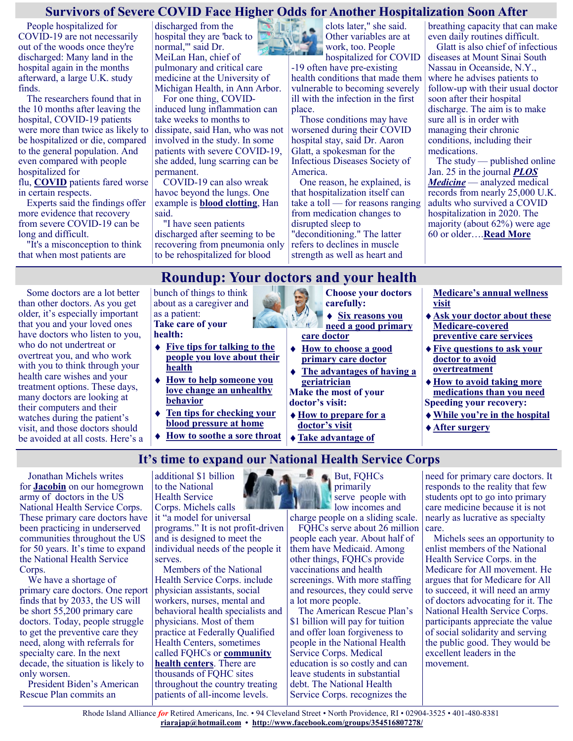## Survivors of Severe COVID Face Higher Odds for Another Hospitalization Soon After

People hospitalized for COVID-19 are not necessarily out of the woods once they're discharged: Many land in the hospital again in the months afterward, a large U.K. study finds.

The researchers found that in the 10 months after leaving the hospital, COVID-19 patients were more than twice as likely to be hospitalized or die, compared to the general population. And even compared with people hospitalized for flu, **COVID** patients fared worse in certain respects.

Experts said the findings offer more evidence that recovery from severe COVID-19 can be long and difficult.

"It's a misconception to think that when most patients are discharged from the hospital they are 'back to normal,'" said Dr. MeiLan Han, chief of pulmonary and critical care medicine at the University of Michigan Health, in Ann Arbor.

For one thing, COVID-induced lung inflammation can take weeks to months to dissipate, said Han, who was not involved in the study. In some patients with severe COVID-19, she added, lung scarring can be permanent.

COVID-19 can also wreak havoc beyond the lungs. One example is **blood clotting**, Han said.

"I have seen patients discharged after seeming to be recovering from pneumonia only to be rehospitalized for blood clots later," she said.

Other variables are at work, too. People hospitalized for COVID-19 often have pre-existing health conditions that made them vulnerable to becoming severely ill with the infection in the first place.

Those conditions may have worsened during their COVID hospital stay, said Dr. Aaron Glatt, a spokesman for the Infectious Diseases Society of America.

One reason, he explained, is that hospitalization itself can take a toll — for reasons ranging from medication changes to disrupted sleep to "deconditioning." The latter refers to declines in muscle strength as well as heart and breathing capacity that can make even daily routines difficult.

Glatt is also chief of infectious diseases at Mount Sinai South Nassau in Oceanside, N.Y., where he advises patients to follow-up with their usual doctor soon after their hospital discharge. The aim is to make sure all is in order with managing their chronic conditions, including their medications.

The study — published online Jan. 25 in the journal ***PLOS Medicine*** — analyzed medical records from nearly 25,000 U.K. adults who survived a COVID hospitalization in 2020. The majority (about 62%) were age 60 or older….**Read More**

## Roundup: Your doctors and your health

Some doctors are a lot better than other doctors. As you get older, it's especially important that you and your loved ones have doctors who listen to you, who do not undertreat or overtreat you, and who work with you to think through your health care wishes and your treatment options. These days, many doctors are looking at their computers and their watches during the patient's visit, and those doctors should be avoided at all costs. Here's a bunch of things to think about as a caregiver and as a patient:

**Take care of your health:**

- **Five tips for talking to the people you love about their health**
- **How to help someone you love change an unhealthy behavior**
- **Ten tips for checking your blood pressure at home**
- **How to soothe a sore throat**

**Choose your doctors carefully:**

- **Six reasons you need a good primary care doctor**
- **How to choose a good primary care doctor**
- **The advantages of having a geriatrician**

**Make the most of your doctor's visit:**

- **How to prepare for a doctor's visit**
- **Take advantage of Medicare's annual wellness visit**
- **Ask your doctor about these Medicare-covered preventive care services**
- **Five questions to ask your doctor to avoid overtreatment**
- **How to avoid taking more medications than you need**

**Speeding your recovery:**

- **While you're in the hospital**
- **After surgery**

## It's time to expand our National Health Service Corps

Jonathan Michels writes for **Jacobin** on our homegrown army of doctors in the US National Health Service Corps. These primary care doctors have been practicing in underserved communities throughout the US for 50 years. It's time to expand the National Health Service Corps.

We have a shortage of primary care doctors. One report finds that by 2033, the US will be short 55,200 primary care doctors. Today, people struggle to get the preventive care they need, along with referrals for specialty care. In the next decade, the situation is likely to only worsen.

President Biden's American Rescue Plan commits an additional $1 billion to the National Health Service Corps. Michels calls it "a model for universal programs." It is not profit-driven and is designed to meet the individual needs of the people it serves.

Members of the National Health Service Corps. include physician assistants, social workers, nurses, mental and behavioral health specialists and physicians. Most of them practice at Federally Qualified Health Centers, sometimes called FQHCs or **community health centers**. There are thousands of FQHC sites throughout the country treating patients of all-income levels. But, FQHCs primarily serve people with low incomes and charge people on a sliding scale.

FQHCs serve about 26 million people each year. About half of them have Medicaid. Among other things, FQHCs provide vaccinations and health screenings. With more staffing and resources, they could serve a lot more people.

The American Rescue Plan's $1 billion will pay for tuition and offer loan forgiveness to people in the National Health Service Corps. Medical education is so costly and can leave students in substantial debt. The National Health Service Corps. recognizes the need for primary care doctors. It responds to the reality that few students opt to go into primary care medicine because it is not nearly as lucrative as specialty care.

Michels sees an opportunity to enlist members of the National Health Service Corps. in the Medicare for All movement. He argues that for Medicare for All to succeed, it will need an army of doctors advocating for it. The National Health Service Corps. participants appreciate the value of social solidarity and serving the public good. They would be excellent leaders in the movement.

Rhode Island Alliance *for* Retired Americans, Inc. • 94 Cleveland Street • North Providence, RI • 02904-3525 • 401-480-8381
**riarajap@hotmail.com** • **http://www.facebook.com/groups/354516807278/**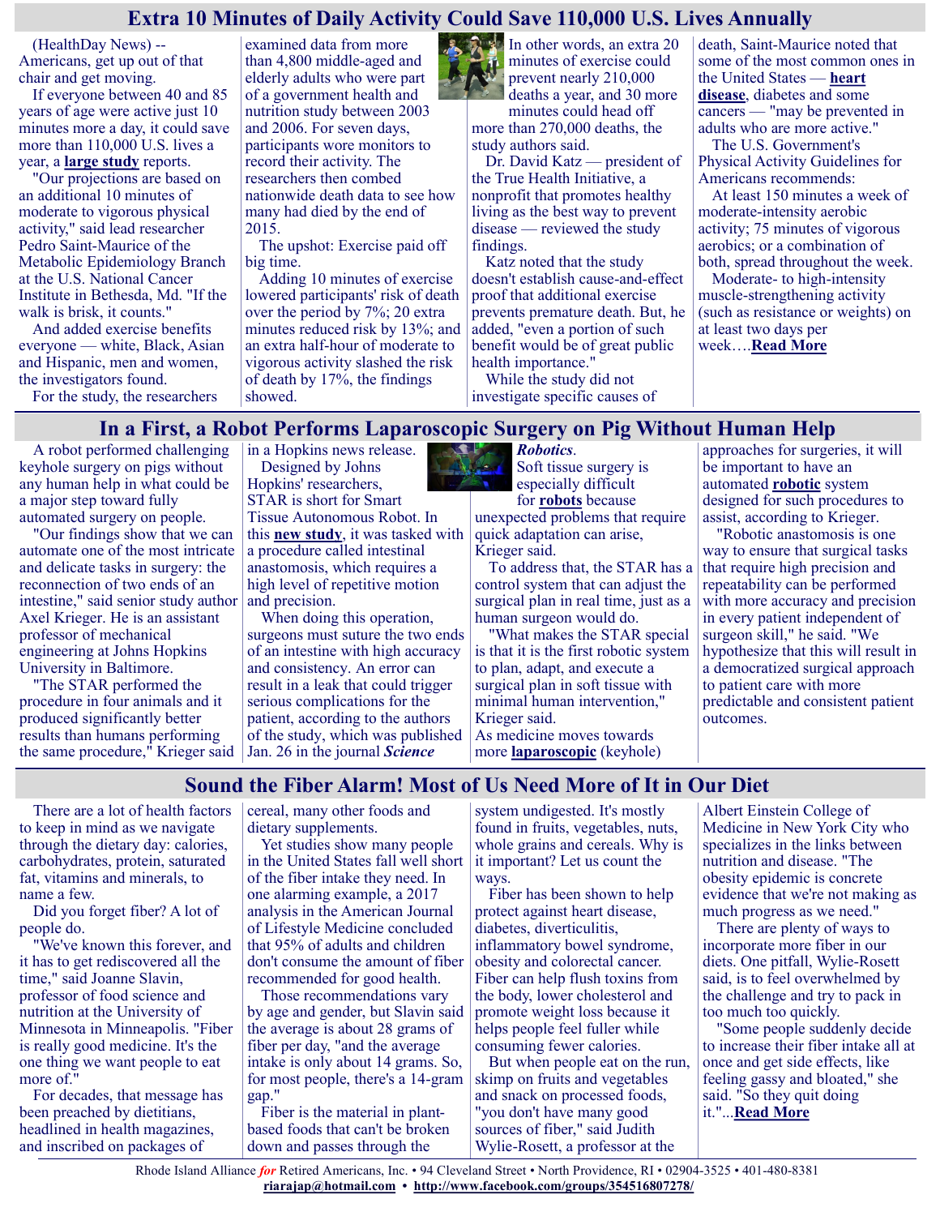## Extra 10 Minutes of Daily Activity Could Save 110,000 U.S. Lives Annually

(HealthDay News) -- Americans, get up out of that chair and get moving.

If everyone between 40 and 85 years of age were active just 10 minutes more a day, it could save more than 110,000 U.S. lives a year, a **large study** reports.

"Our projections are based on an additional 10 minutes of moderate to vigorous physical activity," said lead researcher Pedro Saint-Maurice of the Metabolic Epidemiology Branch at the U.S. National Cancer Institute in Bethesda, Md. "If the walk is brisk, it counts."

And added exercise benefits everyone — white, Black, Asian and Hispanic, men and women, the investigators found.

For the study, the researchers examined data from more than 4,800 middle-aged and elderly adults who were part of a government health and nutrition study between 2003 and 2006. For seven days, participants wore monitors to record their activity. The researchers then combed nationwide death data to see how many had died by the end of 2015.

The upshot: Exercise paid off big time.

Adding 10 minutes of exercise lowered participants' risk of death over the period by 7%; 20 extra minutes reduced risk by 13%; and an extra half-hour of moderate to vigorous activity slashed the risk of death by 17%, the findings showed.

In other words, an extra 20 minutes of exercise could prevent nearly 210,000 deaths a year, and 30 more minutes could head off more than 270,000 deaths, the study authors said.

Dr. David Katz — president of the True Health Initiative, a nonprofit that promotes healthy living as the best way to prevent disease — reviewed the study findings.

Katz noted that the study doesn't establish cause-and-effect proof that additional exercise prevents premature death. But, he added, "even a portion of such benefit would be of great public health importance."

While the study did not investigate specific causes of death, Saint-Maurice noted that some of the most common ones in the United States — **heart disease**, diabetes and some cancers — "may be prevented in adults who are more active."

The U.S. Government's Physical Activity Guidelines for Americans recommends:

At least 150 minutes a week of moderate-intensity aerobic activity; 75 minutes of vigorous aerobics; or a combination of both, spread throughout the week.

Moderate- to high-intensity muscle-strengthening activity (such as resistance or weights) on at least two days per week….**Read More**

## In a First, a Robot Performs Laparoscopic Surgery on Pig Without Human Help

A robot performed challenging keyhole surgery on pigs without any human help in what could be a major step toward fully automated surgery on people.

"Our findings show that we can automate one of the most intricate and delicate tasks in surgery: the reconnection of two ends of an intestine," said senior study author Axel Krieger. He is an assistant professor of mechanical engineering at Johns Hopkins University in Baltimore.

"The STAR performed the procedure in four animals and it produced significantly better results than humans performing the same procedure," Krieger said in a Hopkins news release.

Designed by Johns Hopkins' researchers, STAR is short for Smart Tissue Autonomous Robot. In this **new study**, it was tasked with a procedure called intestinal anastomosis, which requires a high level of repetitive motion and precision.

When doing this operation, surgeons must suture the two ends of an intestine with high accuracy and consistency. An error can result in a leak that could trigger serious complications for the patient, according to the authors of the study, which was published Jan. 26 in the journal ***Science Robotics***.

Soft tissue surgery is especially difficult for **robots** because unexpected problems that require quick adaptation can arise, Krieger said.

To address that, the STAR has a control system that can adjust the surgical plan in real time, just as a human surgeon would do.

"What makes the STAR special is that it is the first robotic system to plan, adapt, and execute a surgical plan in soft tissue with minimal human intervention," Krieger said.

As medicine moves towards more **laparoscopic** (keyhole) approaches for surgeries, it will be important to have an automated **robotic** system designed for such procedures to assist, according to Krieger.

"Robotic anastomosis is one way to ensure that surgical tasks that require high precision and repeatability can be performed with more accuracy and precision in every patient independent of surgeon skill," he said. "We hypothesize that this will result in a democratized surgical approach to patient care with more predictable and consistent patient outcomes.

## Sound the Fiber Alarm! Most of Us Need More of It in Our Diet

There are a lot of health factors to keep in mind as we navigate through the dietary day: calories, carbohydrates, protein, saturated fat, vitamins and minerals, to name a few.

Did you forget fiber? A lot of people do.

"We've known this forever, and it has to get rediscovered all the time," said Joanne Slavin, professor of food science and nutrition at the University of Minnesota in Minneapolis. "Fiber is really good medicine. It's the one thing we want people to eat more of."

For decades, that message has been preached by dietitians, headlined in health magazines, and inscribed on packages of cereal, many other foods and dietary supplements.

Yet studies show many people in the United States fall well short of the fiber intake they need. In one alarming example, a 2017 analysis in the American Journal of Lifestyle Medicine concluded that 95% of adults and children don't consume the amount of fiber recommended for good health.

Those recommendations vary by age and gender, but Slavin said the average is about 28 grams of fiber per day, "and the average intake is only about 14 grams. So, for most people, there's a 14-gram gap."

Fiber is the material in plant-based foods that can't be broken down and passes through the system undigested. It's mostly found in fruits, vegetables, nuts, whole grains and cereals. Why is it important? Let us count the ways.

Fiber has been shown to help protect against heart disease, diabetes, diverticulitis, inflammatory bowel syndrome, obesity and colorectal cancer. Fiber can help flush toxins from the body, lower cholesterol and promote weight loss because it helps people feel fuller while consuming fewer calories.

But when people eat on the run, skimp on fruits and vegetables and snack on processed foods, "you don't have many good sources of fiber," said Judith Wylie-Rosett, a professor at the Albert Einstein College of Medicine in New York City who specializes in the links between nutrition and disease. "The obesity epidemic is concrete evidence that we're not making as much progress as we need."

There are plenty of ways to incorporate more fiber in our diets. One pitfall, Wylie-Rosett said, is to feel overwhelmed by the challenge and try to pack in too much too quickly.

"Some people suddenly decide to increase their fiber intake all at once and get side effects, like feeling gassy and bloated," she said. "So they quit doing it."...**Read More**

Rhode Island Alliance *for* Retired Americans, Inc. • 94 Cleveland Street • North Providence, RI • 02904-3525 • 401-480-8381
**riarajap@hotmail.com** • **http://www.facebook.com/groups/354516807278/**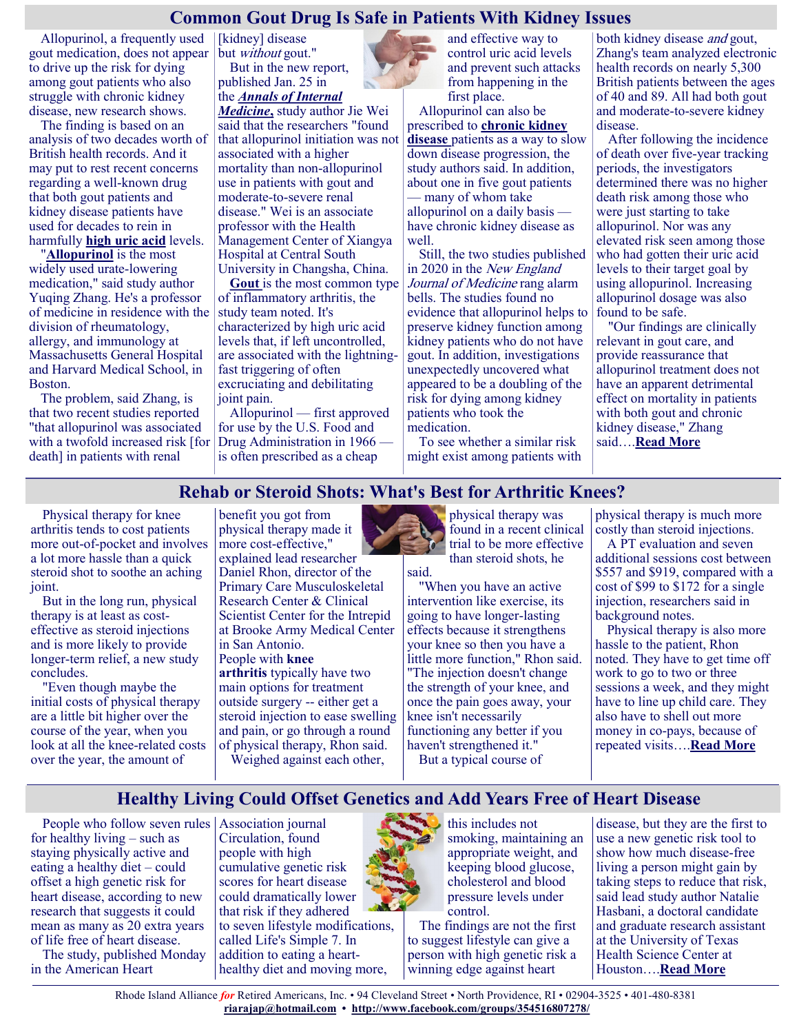## Common Gout Drug Is Safe in Patients With Kidney Issues

Allopurinol, a frequently used gout medication, does not appear to drive up the risk for dying among gout patients who also struggle with chronic kidney disease, new research shows.

The finding is based on an analysis of two decades worth of British health records. And it may put to rest recent concerns regarding a well-known drug that both gout patients and kidney disease patients have used for decades to rein in harmfully **high uric acid** levels.

"**Allopurinol** is the most widely used urate-lowering medication," said study author Yuqing Zhang. He's a professor of medicine in residence with the division of rheumatology, allergy, and immunology at Massachusetts General Hospital and Harvard Medical School, in Boston.

The problem, said Zhang, is that two recent studies reported "that allopurinol was associated with a twofold increased risk [for death] in patients with renal [kidney] disease but *without* gout."

But in the new report, published Jan. 25 in the ***Annals of Internal Medicine***, study author Jie Wei said that the researchers "found that allopurinol initiation was not associated with a higher mortality than non-allopurinol use in patients with gout and moderate-to-severe renal disease." Wei is an associate professor with the Health Management Center of Xiangya Hospital at Central South University in Changsha, China.

**Gout** is the most common type of inflammatory arthritis, the study team noted. It's characterized by high uric acid levels that, if left uncontrolled, are associated with the lightning-fast triggering of often excruciating and debilitating joint pain.

Allopurinol — first approved for use by the U.S. Food and Drug Administration in 1966 — is often prescribed as a cheap and effective way to control uric acid levels and prevent such attacks from happening in the first place.

Allopurinol can also be prescribed to **chronic kidney disease** patients as a way to slow down disease progression, the study authors said. In addition, about one in five gout patients — many of whom take allopurinol on a daily basis — have chronic kidney disease as well.

Still, the two studies published in 2020 in the *New England Journal of Medicine* rang alarm bells. The studies found no evidence that allopurinol helps to preserve kidney function among kidney patients who do not have gout. In addition, investigations unexpectedly uncovered what appeared to be a doubling of the risk for dying among kidney patients who took the medication.

To see whether a similar risk might exist among patients with both kidney disease *and* gout, Zhang's team analyzed electronic health records on nearly 5,300 British patients between the ages of 40 and 89. All had both gout and moderate-to-severe kidney disease.

After following the incidence of death over five-year tracking periods, the investigators determined there was no higher death risk among those who were just starting to take allopurinol. Nor was any elevated risk seen among those who had gotten their uric acid levels to their target goal by using allopurinol. Increasing allopurinol dosage was also found to be safe.

"Our findings are clinically relevant in gout care, and provide reassurance that allopurinol treatment does not have an apparent detrimental effect on mortality in patients with both gout and chronic kidney disease," Zhang said….**Read More**

## Rehab or Steroid Shots: What's Best for Arthritic Knees?

Physical therapy for knee arthritis tends to cost patients more out-of-pocket and involves a lot more hassle than a quick steroid shot to soothe an aching joint.

But in the long run, physical therapy is at least as cost-effective as steroid injections and is more likely to provide longer-term relief, a new study concludes.

"Even though maybe the initial costs of physical therapy are a little bit higher over the course of the year, when you look at all the knee-related costs over the year, the amount of benefit you got from physical therapy made it more cost-effective," explained lead researcher Daniel Rhon, director of the Primary Care Musculoskeletal Research Center & Clinical Scientist Center for the Intrepid at Brooke Army Medical Center in San Antonio.

People with **knee arthritis** typically have two main options for treatment outside surgery -- either get a steroid injection to ease swelling and pain, or go through a round of physical therapy, Rhon said.

Weighed against each other, physical therapy was found in a recent clinical trial to be more effective than steroid shots, he said.

"When you have an active intervention like exercise, its going to have longer-lasting effects because it strengthens your knee so then you have a little more function," Rhon said. "The injection doesn't change the strength of your knee, and once the pain goes away, your knee isn't necessarily functioning any better if you haven't strengthened it."

But a typical course of physical therapy is much more costly than steroid injections.

A PT evaluation and seven additional sessions cost between $557 and $919, compared with a cost of $99 to $172 for a single injection, researchers said in background notes.

Physical therapy is also more hassle to the patient, Rhon noted. They have to get time off work to go to two or three sessions a week, and they might have to line up child care. They also have to shell out more money in co-pays, because of repeated visits….**Read More**

## Healthy Living Could Offset Genetics and Add Years Free of Heart Disease

People who follow seven rules for healthy living – such as staying physically active and eating a healthy diet – could offset a high genetic risk for heart disease, according to new research that suggests it could mean as many as 20 extra years of life free of heart disease.

The study, published Monday in the American Heart Association journal Circulation, found people with high cumulative genetic risk scores for heart disease could dramatically lower that risk if they adhered to seven lifestyle modifications, called Life's Simple 7. In addition to eating a heart-healthy diet and moving more, this includes not smoking, maintaining an appropriate weight, and keeping blood glucose, cholesterol and blood pressure levels under control.

The findings are not the first to suggest lifestyle can give a person with high genetic risk a winning edge against heart disease, but they are the first to use a new genetic risk tool to show how much disease-free living a person might gain by taking steps to reduce that risk, said lead study author Natalie Hasbani, a doctoral candidate and graduate research assistant at the University of Texas Health Science Center at Houston….**Read More**

Rhode Island Alliance *for* Retired Americans, Inc. • 94 Cleveland Street • North Providence, RI • 02904-3525 • 401-480-8381
**riarajap@hotmail.com** • **http://www.facebook.com/groups/354516807278/**